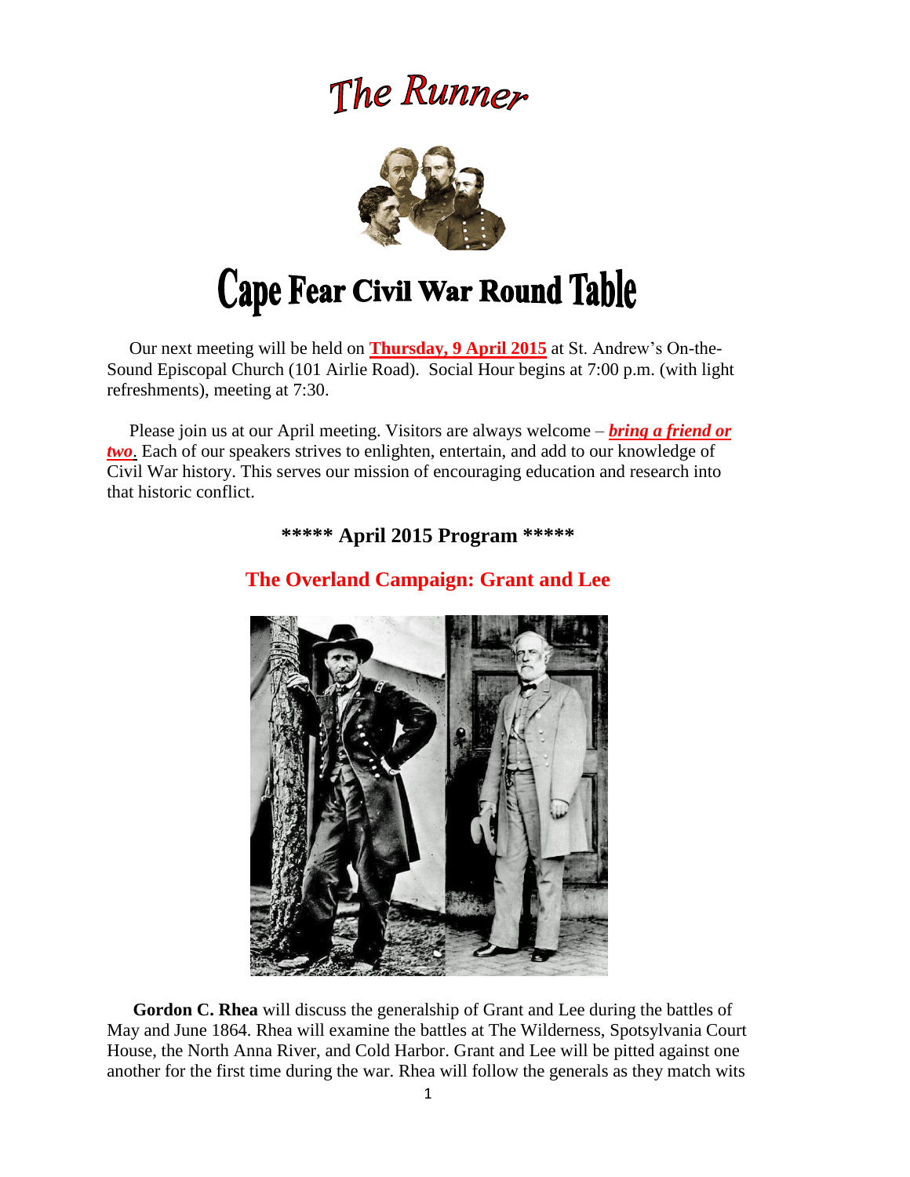# The Runner

# Cape Fear Civil War Round Table

Our next meeting will be held on **Thursday, 9 April 2015** at St. Andrew's On-the-Sound Episcopal Church (101 Airlie Road). Social Hour begins at 7:00 p.m. (with light refreshments), meeting at 7:30.

Please join us at our April meeting. Visitors are always welcome – ***bring a friend or two***. Each of our speakers strives to enlighten, entertain, and add to our knowledge of Civil War history. This serves our mission of encouraging education and research into that historic conflict.

## \*\*\*\*\* April 2015 Program \*\*\*\*\*

## The Overland Campaign: Grant and Lee

**Gordon C. Rhea** will discuss the generalship of Grant and Lee during the battles of May and June 1864. Rhea will examine the battles at The Wilderness, Spotsylvania Court House, the North Anna River, and Cold Harbor. Grant and Lee will be pitted against one another for the first time during the war. Rhea will follow the generals as they match wits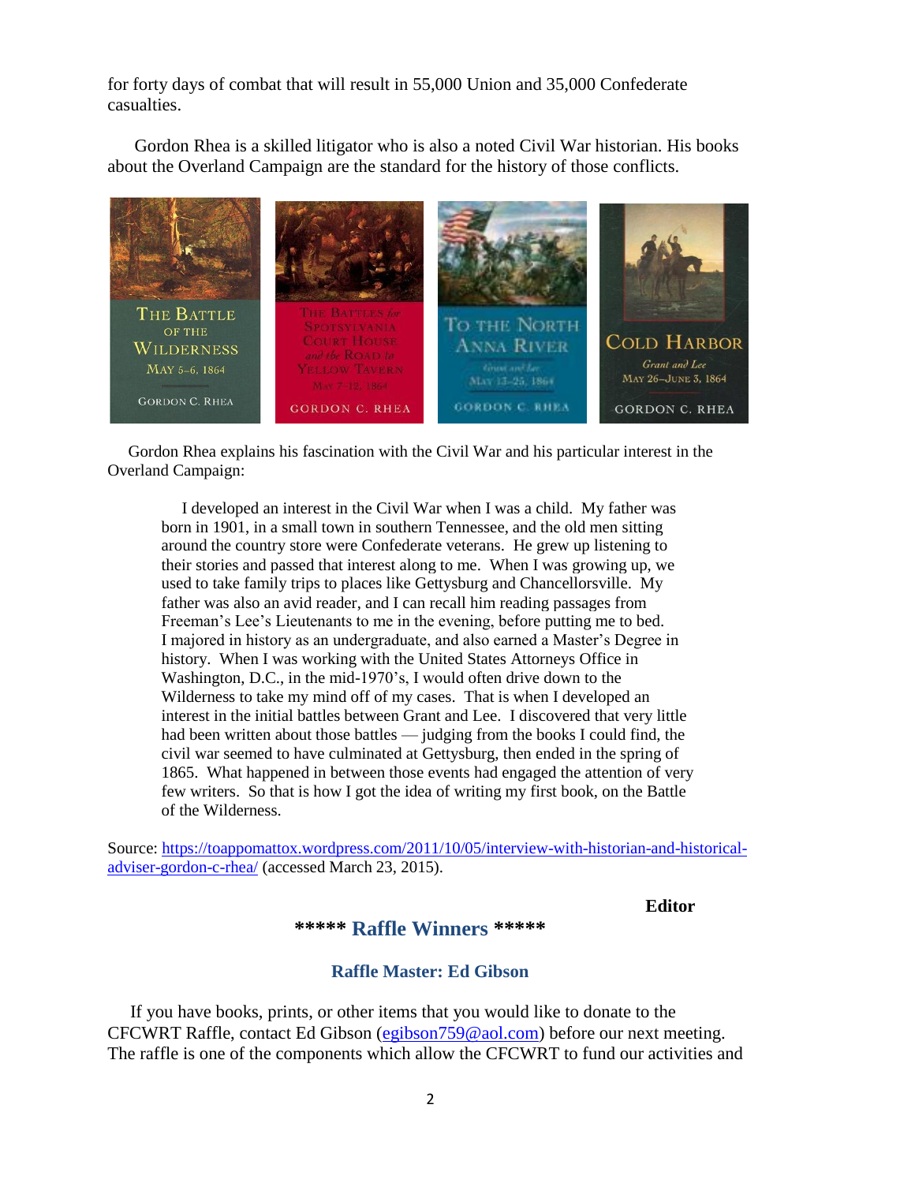for forty days of combat that will result in 55,000 Union and 35,000 Confederate casualties.

Gordon Rhea is a skilled litigator who is also a noted Civil War historian. His books about the Overland Campaign are the standard for the history of those conflicts.

Gordon Rhea explains his fascination with the Civil War and his particular interest in the Overland Campaign:

> I developed an interest in the Civil War when I was a child. My father was born in 1901, in a small town in southern Tennessee, and the old men sitting around the country store were Confederate veterans. He grew up listening to their stories and passed that interest along to me. When I was growing up, we used to take family trips to places like Gettysburg and Chancellorsville. My father was also an avid reader, and I can recall him reading passages from Freeman's Lee's Lieutenants to me in the evening, before putting me to bed. I majored in history as an undergraduate, and also earned a Master's Degree in history. When I was working with the United States Attorneys Office in Washington, D.C., in the mid-1970's, I would often drive down to the Wilderness to take my mind off of my cases. That is when I developed an interest in the initial battles between Grant and Lee. I discovered that very little had been written about those battles — judging from the books I could find, the civil war seemed to have culminated at Gettysburg, then ended in the spring of 1865. What happened in between those events had engaged the attention of very few writers. So that is how I got the idea of writing my first book, on the Battle of the Wilderness.

Source: [https://toappomattox.wordpress.com/2011/10/05/interview-with-historian-and-historical-adviser-gordon-c-rhea/](https://toappomattox.wordpress.com/2011/10/05/interview-with-historian-and-historical-adviser-gordon-c-rhea/) (accessed March 23, 2015).

**Editor**

## ***** Raffle Winners *****

### Raffle Master: Ed Gibson

If you have books, prints, or other items that you would like to donate to the CFCWRT Raffle, contact Ed Gibson ([egibson759@aol.com](mailto:egibson759@aol.com)) before our next meeting. The raffle is one of the components which allow the CFCWRT to fund our activities and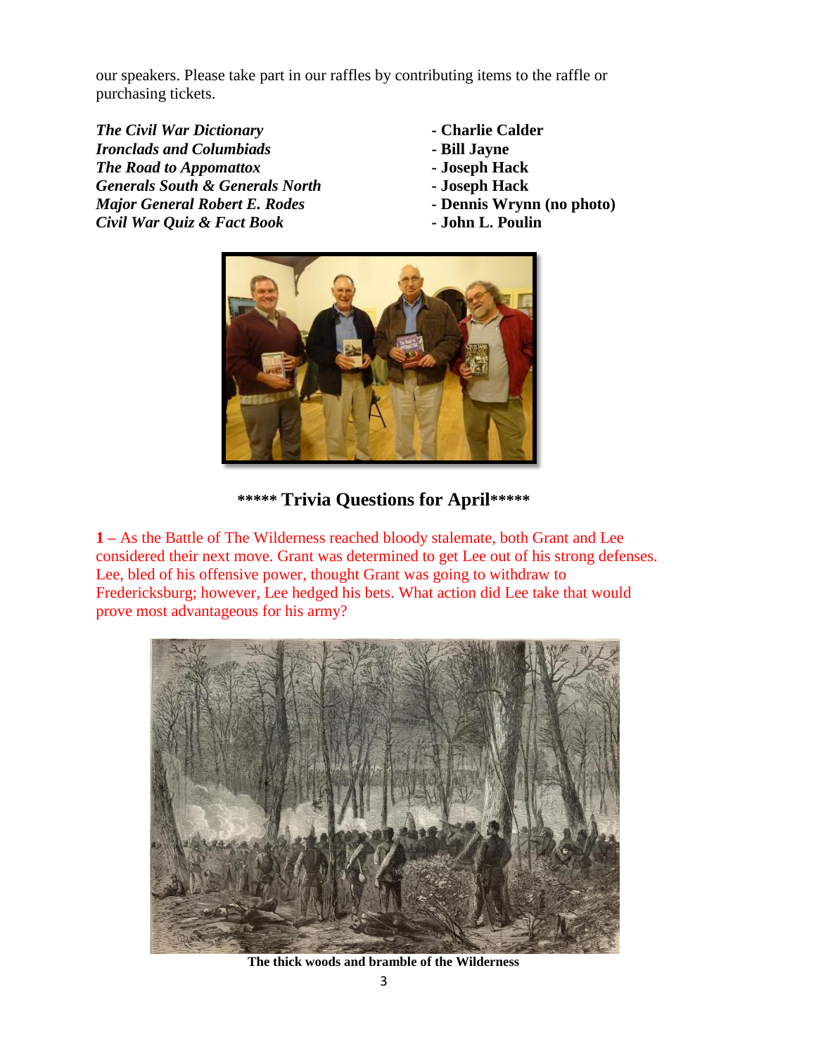our speakers. Please take part in our raffles by contributing items to the raffle or purchasing tickets.

| | |
|---|---|
| ***The Civil War Dictionary*** | **- Charlie Calder** |
| ***Ironclads and Columbiads*** | **- Bill Jayne** |
| ***The Road to Appomattox*** | **- Joseph Hack** |
| ***Generals South & Generals North*** | **- Joseph Hack** |
| ***Major General Robert E. Rodes*** | **- Dennis Wrynn (no photo)** |
| ***Civil War Quiz & Fact Book*** | **- John L. Poulin** |

## ***** Trivia Questions for April*****

**1** – As the Battle of The Wilderness reached bloody stalemate, both Grant and Lee considered their next move. Grant was determined to get Lee out of his strong defenses. Lee, bled of his offensive power, thought Grant was going to withdraw to Fredericksburg; however, Lee hedged his bets. What action did Lee take that would prove most advantageous for his army?

**The thick woods and bramble of the Wilderness**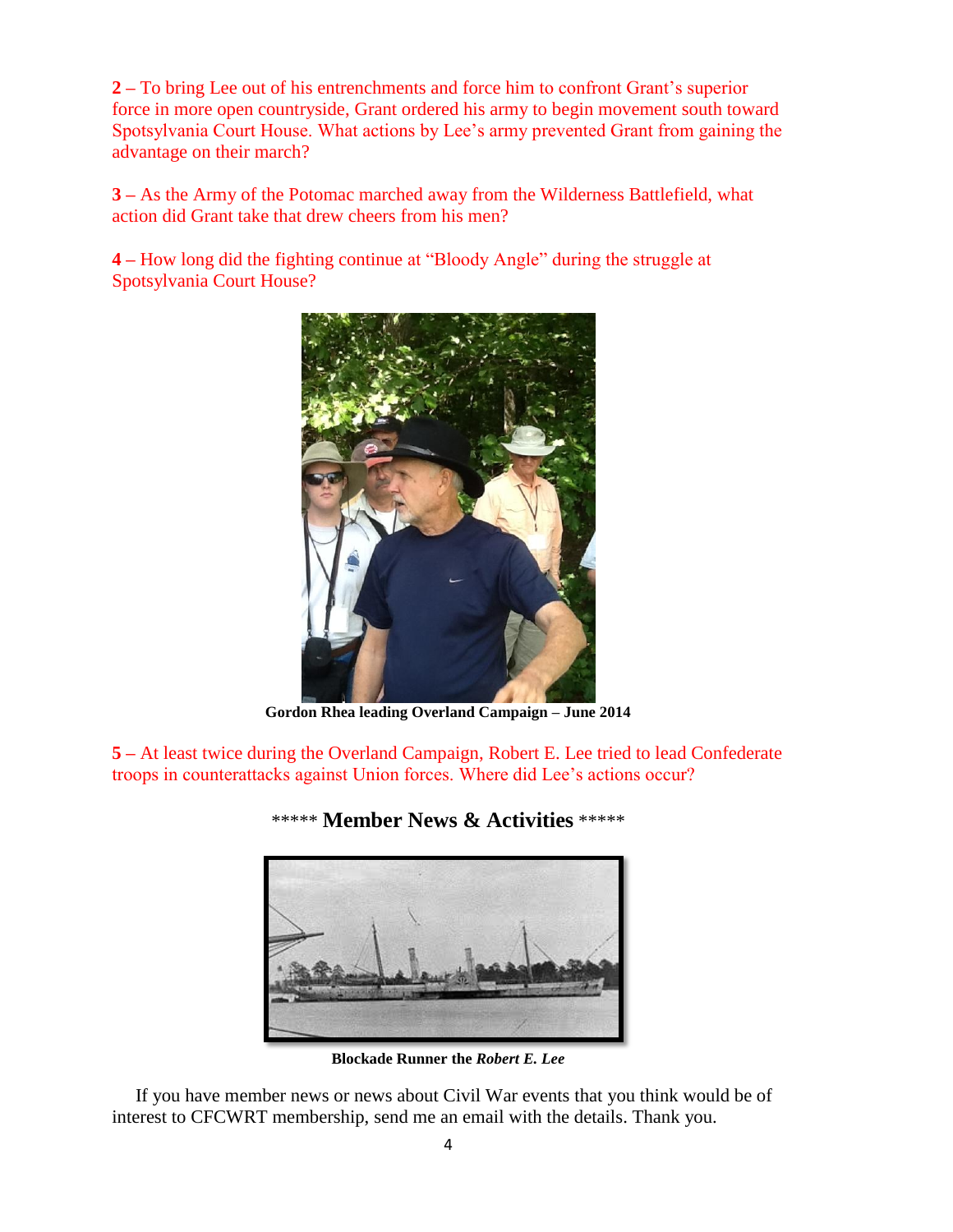**2 –** To bring Lee out of his entrenchments and force him to confront Grant's superior force in more open countryside, Grant ordered his army to begin movement south toward Spotsylvania Court House. What actions by Lee's army prevented Grant from gaining the advantage on their march?

**3 –** As the Army of the Potomac marched away from the Wilderness Battlefield, what action did Grant take that drew cheers from his men?

**4** – How long did the fighting continue at "Bloody Angle" during the struggle at Spotsylvania Court House?

**Gordon Rhea leading Overland Campaign – June 2014**

**5** – At least twice during the Overland Campaign, Robert E. Lee tried to lead Confederate troops in counterattacks against Union forces. Where did Lee's actions occur?

## ***** Member News & Activities *****

**Blockade Runner the *Robert E. Lee***

If you have member news or news about Civil War events that you think would be of interest to CFCWRT membership, send me an email with the details. Thank you.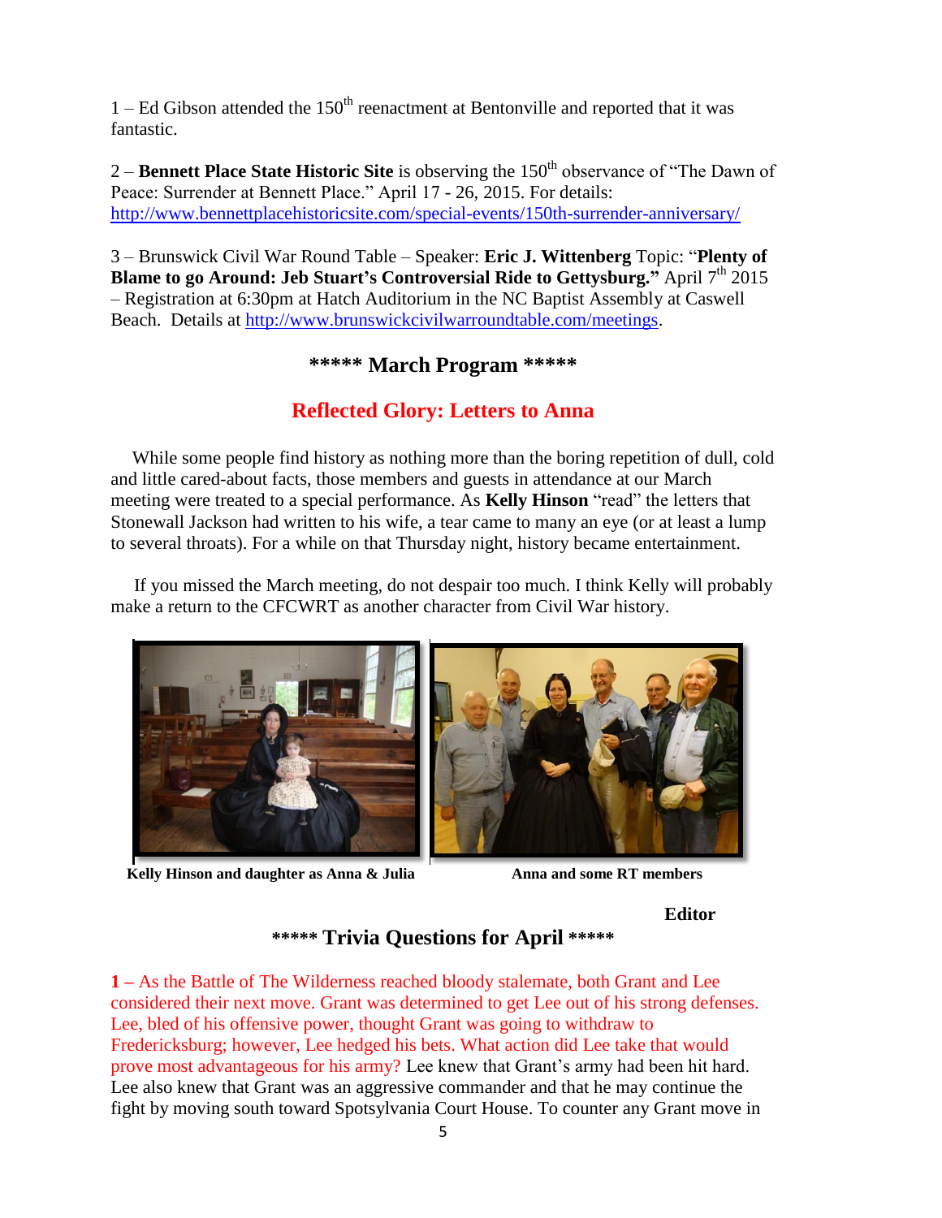1 – Ed Gibson attended the 150th reenactment at Bentonville and reported that it was fantastic.

2 – **Bennett Place State Historic Site** is observing the 150th observance of "The Dawn of Peace: Surrender at Bennett Place." April 17 - 26, 2015. For details: http://www.bennettplacehistoricsite.com/special-events/150th-surrender-anniversary/

3 – Brunswick Civil War Round Table – Speaker: **Eric J. Wittenberg** Topic: "**Plenty of Blame to go Around: Jeb Stuart's Controversial Ride to Gettysburg.**" April 7th 2015 – Registration at 6:30pm at Hatch Auditorium in the NC Baptist Assembly at Caswell Beach. Details at http://www.brunswickcivilwarroundtable.com/meetings.

## ***** March Program *****

## Reflected Glory: Letters to Anna

While some people find history as nothing more than the boring repetition of dull, cold and little cared-about facts, those members and guests in attendance at our March meeting were treated to a special performance. As **Kelly Hinson** "read" the letters that Stonewall Jackson had written to his wife, a tear came to many an eye (or at least a lump to several throats). For a while on that Thursday night, history became entertainment.

If you missed the March meeting, do not despair too much. I think Kelly will probably make a return to the CFCWRT as another character from Civil War history.

**Kelly Hinson and daughter as Anna & Julia**

**Anna and some RT members**

**Editor**

## ***** Trivia Questions for April *****

**1 –** As the Battle of The Wilderness reached bloody stalemate, both Grant and Lee considered their next move. Grant was determined to get Lee out of his strong defenses. Lee, bled of his offensive power, thought Grant was going to withdraw to Fredericksburg; however, Lee hedged his bets. What action did Lee take that would prove most advantageous for his army? Lee knew that Grant's army had been hit hard. Lee also knew that Grant was an aggressive commander and that he may continue the fight by moving south toward Spotsylvania Court House. To counter any Grant move in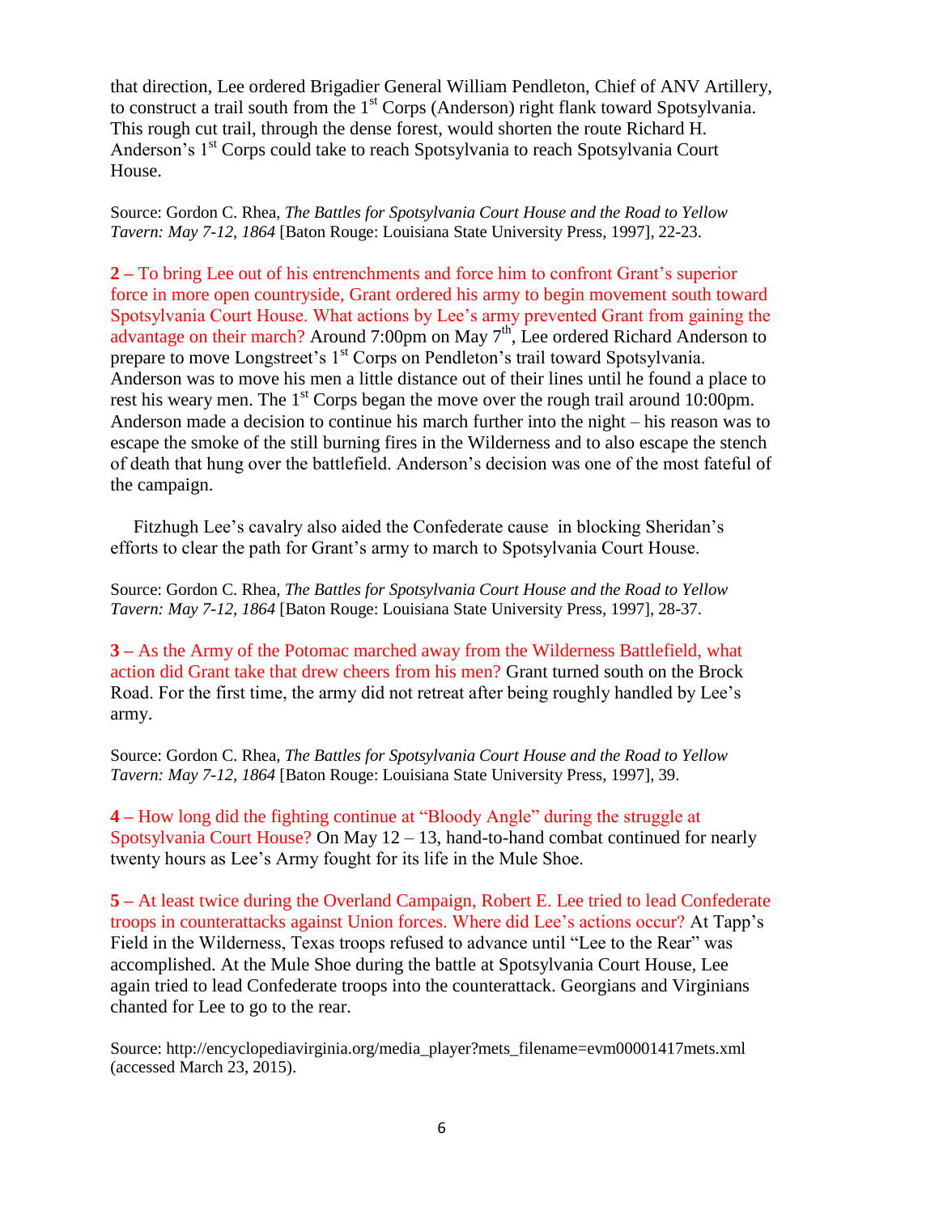that direction, Lee ordered Brigadier General William Pendleton, Chief of ANV Artillery, to construct a trail south from the 1st Corps (Anderson) right flank toward Spotsylvania. This rough cut trail, through the dense forest, would shorten the route Richard H. Anderson's 1st Corps could take to reach Spotsylvania to reach Spotsylvania Court House.

Source: Gordon C. Rhea, *The Battles for Spotsylvania Court House and the Road to Yellow Tavern: May 7-12, 1864* [Baton Rouge: Louisiana State University Press, 1997], 22-23.

**2 –** To bring Lee out of his entrenchments and force him to confront Grant's superior force in more open countryside, Grant ordered his army to begin movement south toward Spotsylvania Court House. What actions by Lee's army prevented Grant from gaining the advantage on their march? Around 7:00pm on May 7th, Lee ordered Richard Anderson to prepare to move Longstreet's 1st Corps on Pendleton's trail toward Spotsylvania. Anderson was to move his men a little distance out of their lines until he found a place to rest his weary men. The 1st Corps began the move over the rough trail around 10:00pm. Anderson made a decision to continue his march further into the night – his reason was to escape the smoke of the still burning fires in the Wilderness and to also escape the stench of death that hung over the battlefield. Anderson's decision was one of the most fateful of the campaign.

Fitzhugh Lee's cavalry also aided the Confederate cause in blocking Sheridan's efforts to clear the path for Grant's army to march to Spotsylvania Court House.

Source: Gordon C. Rhea, *The Battles for Spotsylvania Court House and the Road to Yellow Tavern: May 7-12, 1864* [Baton Rouge: Louisiana State University Press, 1997], 28-37.

**3 –** As the Army of the Potomac marched away from the Wilderness Battlefield, what action did Grant take that drew cheers from his men? Grant turned south on the Brock Road. For the first time, the army did not retreat after being roughly handled by Lee's army.

Source: Gordon C. Rhea, *The Battles for Spotsylvania Court House and the Road to Yellow Tavern: May 7-12, 1864* [Baton Rouge: Louisiana State University Press, 1997], 39.

**4 –** How long did the fighting continue at "Bloody Angle" during the struggle at Spotsylvania Court House? On May 12 – 13, hand-to-hand combat continued for nearly twenty hours as Lee's Army fought for its life in the Mule Shoe.

**5 –** At least twice during the Overland Campaign, Robert E. Lee tried to lead Confederate troops in counterattacks against Union forces. Where did Lee's actions occur? At Tapp's Field in the Wilderness, Texas troops refused to advance until "Lee to the Rear" was accomplished. At the Mule Shoe during the battle at Spotsylvania Court House, Lee again tried to lead Confederate troops into the counterattack. Georgians and Virginians chanted for Lee to go to the rear.

Source: http://encyclopediavirginia.org/media_player?mets_filename=evm00001417mets.xml (accessed March 23, 2015).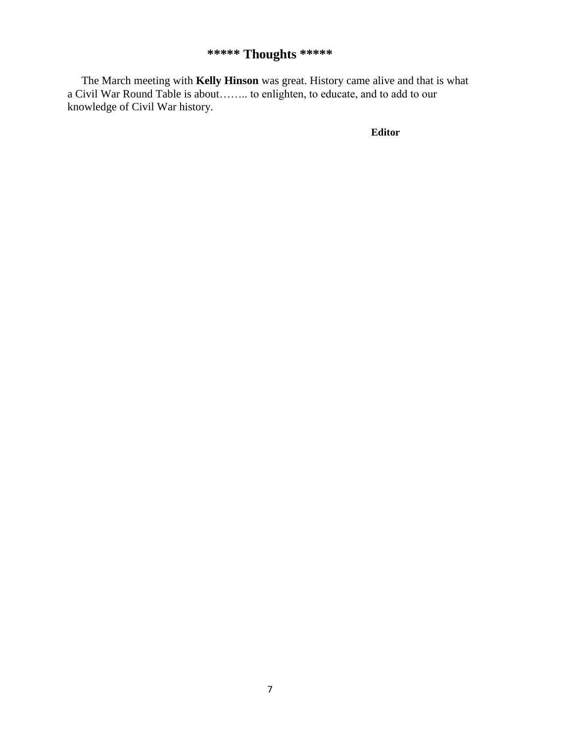## ***** Thoughts *****

The March meeting with **Kelly Hinson** was great. History came alive and that is what a Civil War Round Table is about…….. to enlighten, to educate, and to add to our knowledge of Civil War history.

**Editor**